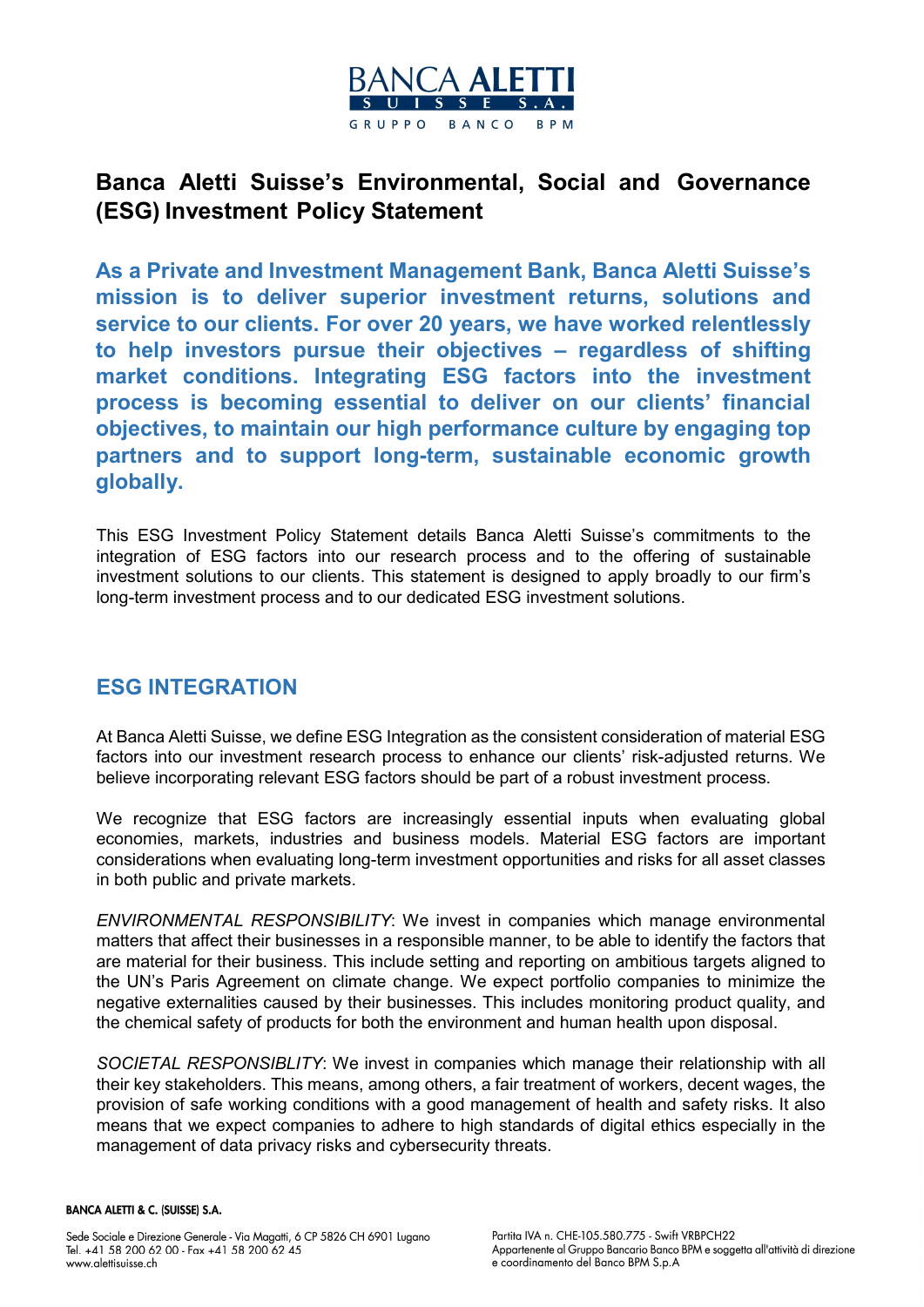# Banca Aletti Suisse's Environmental, Social and Governance (ESG) Investment Policy Statement

**As a Private and Investment Management Bank, Banca Aletti Suisse's mission is to deliver superior investment returns, solutions and service to our clients. For over 20 years, we have worked relentlessly to help investors pursue their objectives – regardless of shifting market conditions. Integrating ESG factors into the investment process is becoming essential to deliver on our clients' financial objectives, to maintain our high performance culture by engaging top partners and to support long-term, sustainable economic growth globally.**

This ESG Investment Policy Statement details Banca Aletti Suisse's commitments to the integration of ESG factors into our research process and to the offering of sustainable investment solutions to our clients. This statement is designed to apply broadly to our firm's long-term investment process and to our dedicated ESG investment solutions.

## ESG INTEGRATION

At Banca Aletti Suisse, we define ESG Integration as the consistent consideration of material ESG factors into our investment research process to enhance our clients' risk-adjusted returns. We believe incorporating relevant ESG factors should be part of a robust investment process.

We recognize that ESG factors are increasingly essential inputs when evaluating global economies, markets, industries and business models. Material ESG factors are important considerations when evaluating long-term investment opportunities and risks for all asset classes in both public and private markets.

*ENVIRONMENTAL RESPONSIBILITY*: We invest in companies which manage environmental matters that affect their businesses in a responsible manner, to be able to identify the factors that are material for their business. This include setting and reporting on ambitious targets aligned to the UN's Paris Agreement on climate change. We expect portfolio companies to minimize the negative externalities caused by their businesses. This includes monitoring product quality, and the chemical safety of products for both the environment and human health upon disposal.

*SOCIETAL RESPONSIBLITY*: We invest in companies which manage their relationship with all their key stakeholders. This means, among others, a fair treatment of workers, decent wages, the provision of safe working conditions with a good management of health and safety risks. It also means that we expect companies to adhere to high standards of digital ethics especially in the management of data privacy risks and cybersecurity threats.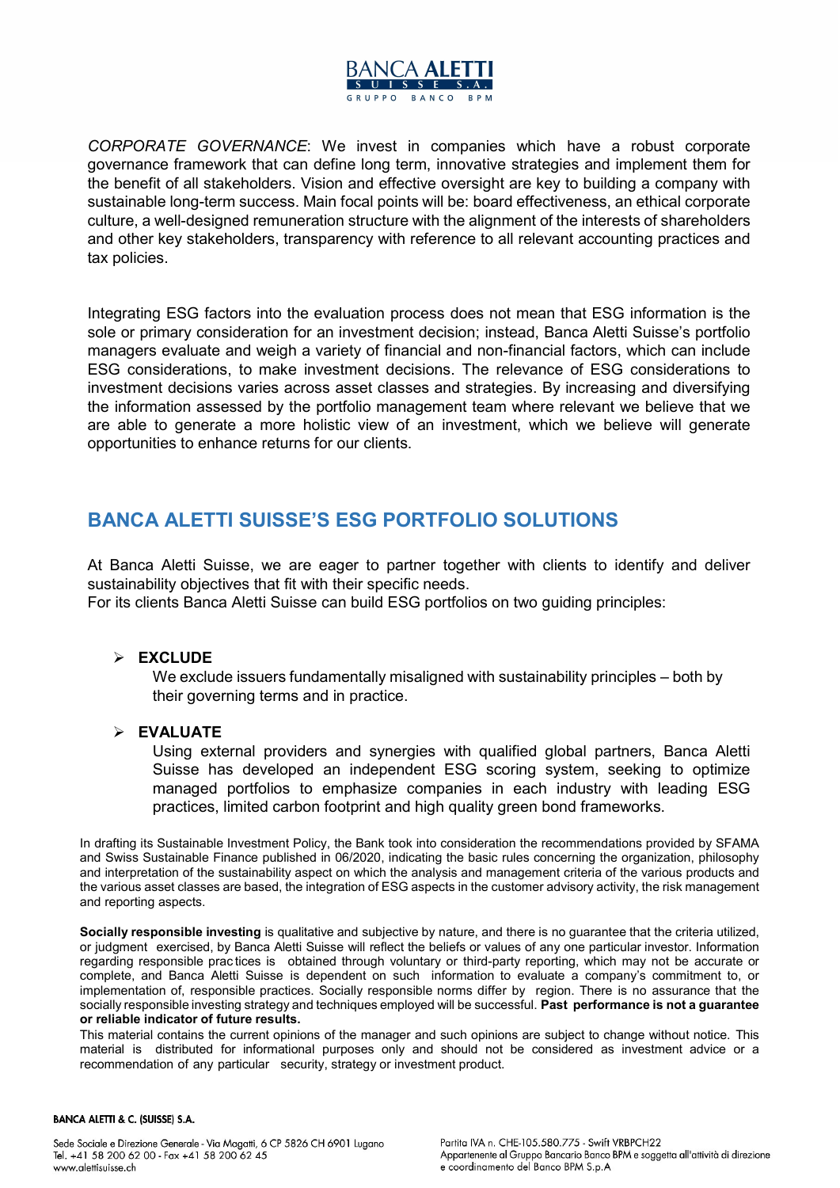*CORPORATE GOVERNANCE*: We invest in companies which have a robust corporate governance framework that can define long term, innovative strategies and implement them for the benefit of all stakeholders. Vision and effective oversight are key to building a company with sustainable long-term success. Main focal points will be: board effectiveness, an ethical corporate culture, a well-designed remuneration structure with the alignment of the interests of shareholders and other key stakeholders, transparency with reference to all relevant accounting practices and tax policies.

Integrating ESG factors into the evaluation process does not mean that ESG information is the sole or primary consideration for an investment decision; instead, Banca Aletti Suisse's portfolio managers evaluate and weigh a variety of financial and non-financial factors, which can include ESG considerations, to make investment decisions. The relevance of ESG considerations to investment decisions varies across asset classes and strategies. By increasing and diversifying the information assessed by the portfolio management team where relevant we believe that we are able to generate a more holistic view of an investment, which we believe will generate opportunities to enhance returns for our clients.

## BANCA ALETTI SUISSE'S ESG PORTFOLIO SOLUTIONS

At Banca Aletti Suisse, we are eager to partner together with clients to identify and deliver sustainability objectives that fit with their specific needs.
For its clients Banca Aletti Suisse can build ESG portfolios on two guiding principles:

- **EXCLUDE**
  We exclude issuers fundamentally misaligned with sustainability principles – both by their governing terms and in practice.

- **EVALUATE**
  Using external providers and synergies with qualified global partners, Banca Aletti Suisse has developed an independent ESG scoring system, seeking to optimize managed portfolios to emphasize companies in each industry with leading ESG practices, limited carbon footprint and high quality green bond frameworks.

In drafting its Sustainable Investment Policy, the Bank took into consideration the recommendations provided by SFAMA and Swiss Sustainable Finance published in 06/2020, indicating the basic rules concerning the organization, philosophy and interpretation of the sustainability aspect on which the analysis and management criteria of the various products and the various asset classes are based, the integration of ESG aspects in the customer advisory activity, the risk management and reporting aspects.

**Socially responsible investing** is qualitative and subjective by nature, and there is no guarantee that the criteria utilized, or judgment exercised, by Banca Aletti Suisse will reflect the beliefs or values of any one particular investor. Information regarding responsible practices is obtained through voluntary or third-party reporting, which may not be accurate or complete, and Banca Aletti Suisse is dependent on such information to evaluate a company's commitment to, or implementation of, responsible practices. Socially responsible norms differ by region. There is no assurance that the socially responsible investing strategy and techniques employed will be successful. **Past performance is not a guarantee or reliable indicator of future results.**

This material contains the current opinions of the manager and such opinions are subject to change without notice. This material is distributed for informational purposes only and should not be considered as investment advice or a recommendation of any particular security, strategy or investment product.